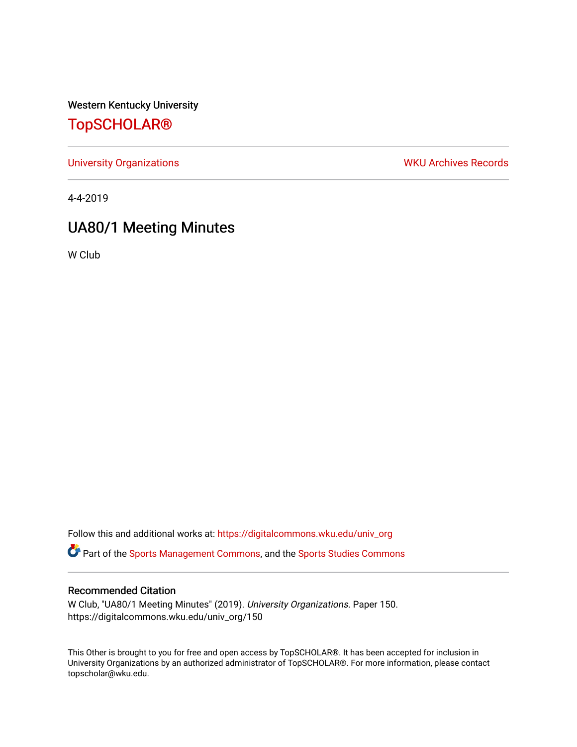Western Kentucky University

# TopSCHOLAR®

University Organizations | WKU Archives Records

4-4-2019

## UA80/1 Meeting Minutes

W Club

Follow this and additional works at: https://digitalcommons.wku.edu/univ_org

Part of the Sports Management Commons, and the Sports Studies Commons

### Recommended Citation

W Club, "UA80/1 Meeting Minutes" (2019). *University Organizations.* Paper 150.
https://digitalcommons.wku.edu/univ_org/150

This Other is brought to you for free and open access by TopSCHOLAR®. It has been accepted for inclusion in University Organizations by an authorized administrator of TopSCHOLAR®. For more information, please contact topscholar@wku.edu.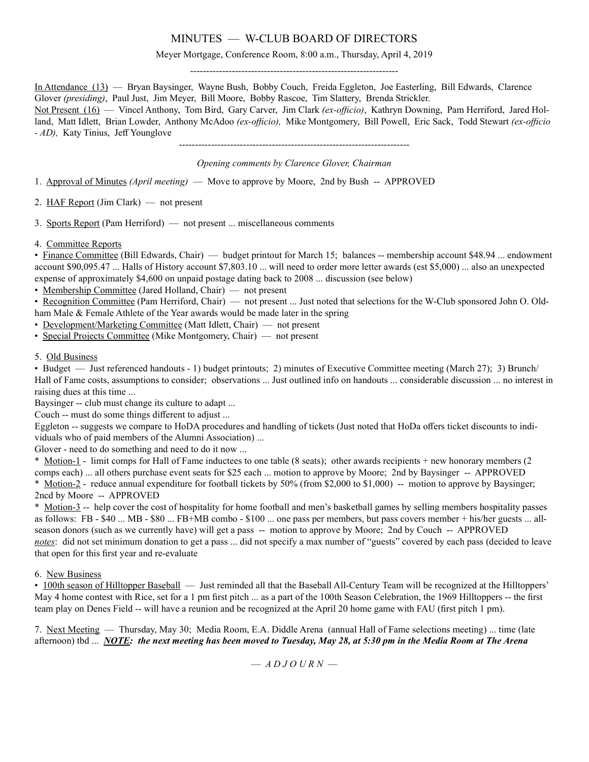# MINUTES — W-CLUB BOARD OF DIRECTORS

Meyer Mortgage, Conference Room, 8:00 a.m., Thursday, April 4, 2019

---

In Attendance (13) — Bryan Baysinger, Wayne Bush, Bobby Couch, Freida Eggleton, Joe Easterling, Bill Edwards, Clarence Glover *(presiding)*, Paul Just, Jim Meyer, Bill Moore, Bobby Rascoe, Tim Slattery, Brenda Strickler.

Not Present (16) — Vincel Anthony, Tom Bird, Gary Carver, Jim Clark *(ex-officio)*, Kathryn Downing, Pam Herriford, Jared Holland, Matt Idlett, Brian Lowder, Anthony McAdoo *(ex-officio),* Mike Montgomery, Bill Powell, Eric Sack, Todd Stewart *(ex-officio - AD),* Katy Tinius, Jeff Younglove

---

*Opening comments by Clarence Glover, Chairman*

1. Approval of Minutes *(April meeting)* — Move to approve by Moore, 2nd by Bush -- APPROVED

2. HAF Report (Jim Clark) — not present

3. Sports Report (Pam Herriford) — not present ... miscellaneous comments

4. Committee Reports

- Finance Committee (Bill Edwards, Chair) — budget printout for March 15; balances -- membership account $48.94 ... endowment account $90,095.47 ... Halls of History account $7,803.10 ... will need to order more letter awards (est $5,000) ... also an unexpected expense of approximately $4,600 on unpaid postage dating back to 2008 ... discussion (see below)
- Membership Committee (Jared Holland, Chair) — not present
- Recognition Committee (Pam Herriford, Chair) — not present ... Just noted that selections for the W-Club sponsored John O. Oldham Male & Female Athlete of the Year awards would be made later in the spring
- Development/Marketing Committee (Matt Idlett, Chair) — not present
- Special Projects Committee (Mike Montgomery, Chair) — not present

5. Old Business

- Budget — Just referenced handouts - 1) budget printouts; 2) minutes of Executive Committee meeting (March 27); 3) Brunch/Hall of Fame costs, assumptions to consider; observations ... Just outlined info on handouts ... considerable discussion ... no interest in raising dues at this time ...

Baysinger -- club must change its culture to adapt ...

Couch -- must do some things different to adjust ...

Eggleton -- suggests we compare to HoDA procedures and handling of tickets (Just noted that HoDa offers ticket discounts to individuals who of paid members of the Alumni Association) ...

Glover - need to do something and need to do it now ...

\* Motion-1 - limit comps for Hall of Fame inductees to one table (8 seats); other awards recipients + new honorary members (2 comps each) ... all others purchase event seats for $25 each ... motion to approve by Moore; 2nd by Baysinger -- APPROVED

\* Motion-2 - reduce annual expenditure for football tickets by 50% (from $2,000 to $1,000) -- motion to approve by Baysinger; 2ncd by Moore -- APPROVED

\* Motion-3 -- help cover the cost of hospitality for home football and men's basketball games by selling members hospitality passes as follows: FB - $40 ... MB - $80 ... FB+MB combo - $100 ... one pass per members, but pass covers member + his/her guests ... all-season donors (such as we currently have) will get a pass -- motion to approve by Moore; 2nd by Couch -- APPROVED

*notes*: did not set minimum donation to get a pass ... did not specify a max number of "guests" covered by each pass (decided to leave that open for this first year and re-evaluate

6. New Business

- 100th season of Hilltopper Baseball — Just reminded all that the Baseball All-Century Team will be recognized at the Hilltoppers' May 4 home contest with Rice, set for a 1 pm first pitch ... as a part of the 100th Season Celebration, the 1969 Hilltoppers -- the first team play on Denes Field -- will have a reunion and be recognized at the April 20 home game with FAU (first pitch 1 pm).

7. Next Meeting — Thursday, May 30; Media Room, E.A. Diddle Arena (annual Hall of Fame selections meeting) ... time (late afternoon) tbd ... ***NOTE: the next meeting has been moved to Tuesday, May 28, at 5:30 pm in the Media Room at The Arena***

*— A D J O U R N —*